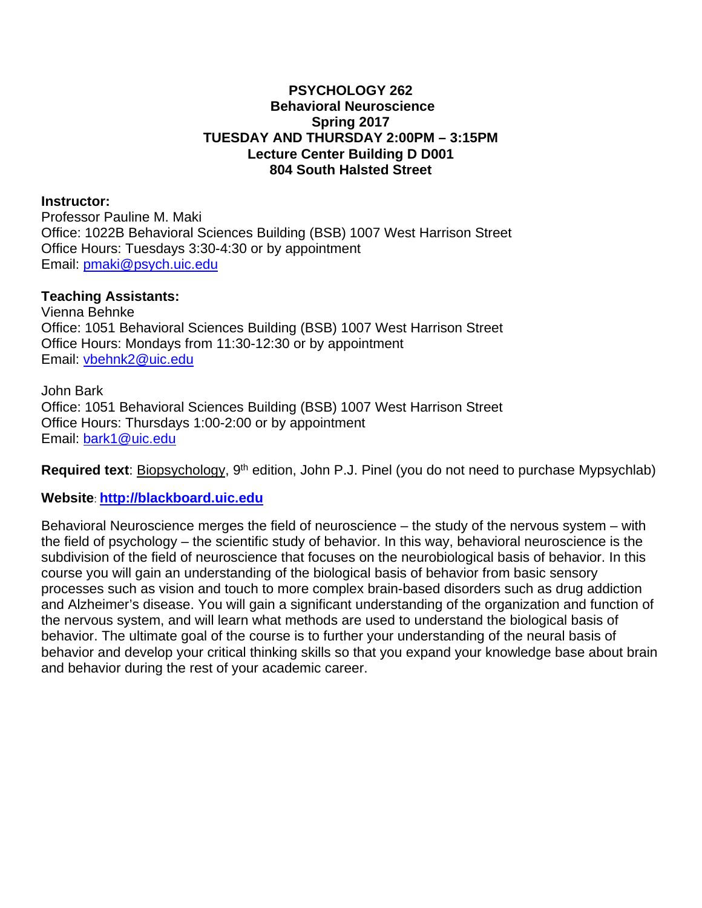**PSYCHOLOGY 262**
**Behavioral Neuroscience**
**Spring 2017**
**TUESDAY AND THURSDAY 2:00PM – 3:15PM**
**Lecture Center Building D D001**
**804 South Halsted Street**

**Instructor:**
Professor Pauline M. Maki
Office: 1022B Behavioral Sciences Building (BSB) 1007 West Harrison Street
Office Hours: Tuesdays 3:30-4:30 or by appointment
Email: pmaki@psych.uic.edu

**Teaching Assistants:**
Vienna Behnke
Office: 1051 Behavioral Sciences Building (BSB) 1007 West Harrison Street
Office Hours: Mondays from 11:30-12:30 or by appointment
Email: vbehnk2@uic.edu

John Bark
Office: 1051 Behavioral Sciences Building (BSB) 1007 West Harrison Street
Office Hours: Thursdays 1:00-2:00 or by appointment
Email: bark1@uic.edu

**Required text**: Biopsychology, 9th edition, John P.J. Pinel (you do not need to purchase Mypsychlab)

**Website**: **http://blackboard.uic.edu**

Behavioral Neuroscience merges the field of neuroscience – the study of the nervous system – with the field of psychology – the scientific study of behavior. In this way, behavioral neuroscience is the subdivision of the field of neuroscience that focuses on the neurobiological basis of behavior. In this course you will gain an understanding of the biological basis of behavior from basic sensory processes such as vision and touch to more complex brain-based disorders such as drug addiction and Alzheimer's disease. You will gain a significant understanding of the organization and function of the nervous system, and will learn what methods are used to understand the biological basis of behavior. The ultimate goal of the course is to further your understanding of the neural basis of behavior and develop your critical thinking skills so that you expand your knowledge base about brain and behavior during the rest of your academic career.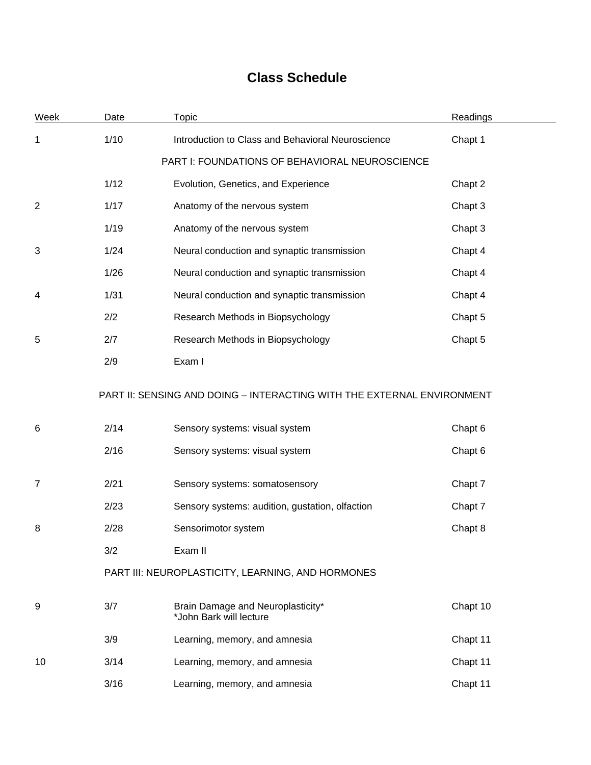# Class Schedule

| Week | Date | Topic | Readings |
|---|---|---|---|
| 1 | 1/10 | Introduction to Class and Behavioral Neuroscience | Chapt 1 |
| | | PART I: FOUNDATIONS OF BEHAVIORAL NEUROSCIENCE | |
| | 1/12 | Evolution, Genetics, and Experience | Chapt 2 |
| 2 | 1/17 | Anatomy of the nervous system | Chapt 3 |
| | 1/19 | Anatomy of the nervous system | Chapt 3 |
| 3 | 1/24 | Neural conduction and synaptic transmission | Chapt 4 |
| | 1/26 | Neural conduction and synaptic transmission | Chapt 4 |
| 4 | 1/31 | Neural conduction and synaptic transmission | Chapt 4 |
| | 2/2 | Research Methods in Biopsychology | Chapt 5 |
| 5 | 2/7 | Research Methods in Biopsychology | Chapt 5 |
| | 2/9 | Exam I | |
| | | PART II: SENSING AND DOING – INTERACTING WITH THE EXTERNAL ENVIRONMENT | |
| 6 | 2/14 | Sensory systems: visual system | Chapt 6 |
| | 2/16 | Sensory systems: visual system | Chapt 6 |
| 7 | 2/21 | Sensory systems: somatosensory | Chapt 7 |
| | 2/23 | Sensory systems: audition, gustation, olfaction | Chapt 7 |
| 8 | 2/28 | Sensorimotor system | Chapt 8 |
| | 3/2 | Exam II | |
| | | PART III: NEUROPLASTICITY, LEARNING, AND HORMONES | |
| 9 | 3/7 | Brain Damage and Neuroplasticity* *John Bark will lecture | Chapt 10 |
| | 3/9 | Learning, memory, and amnesia | Chapt 11 |
| 10 | 3/14 | Learning, memory, and amnesia | Chapt 11 |
| | 3/16 | Learning, memory, and amnesia | Chapt 11 |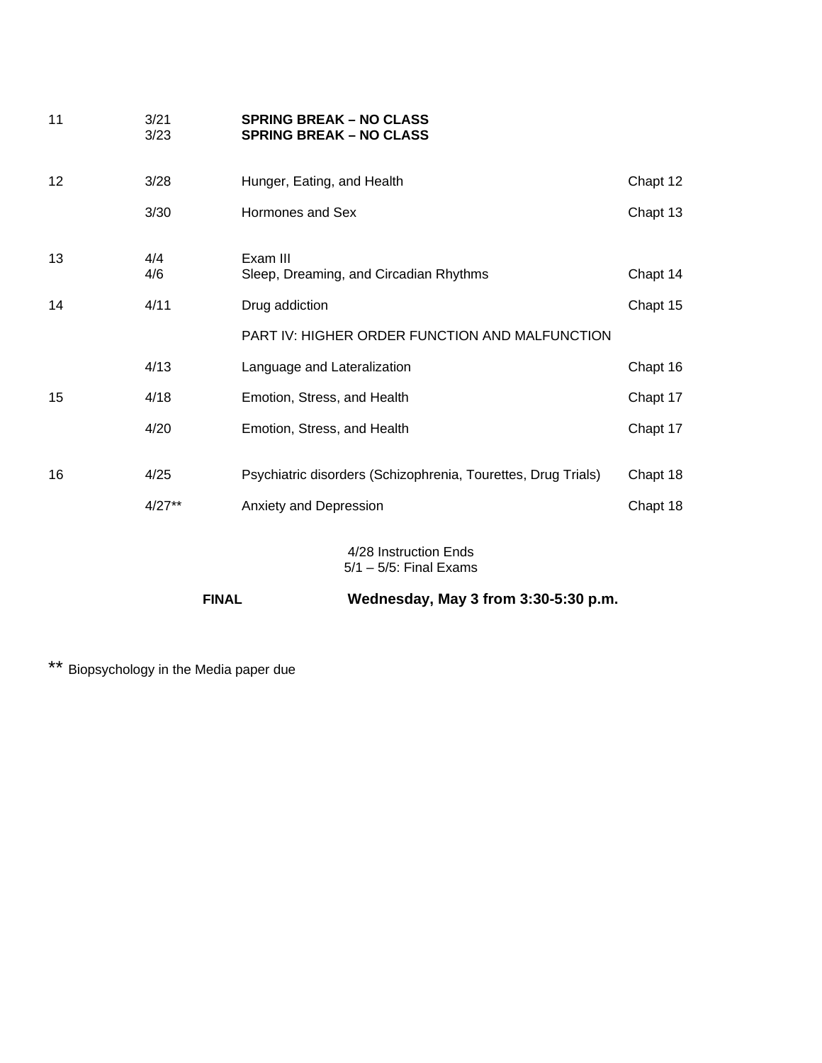| Week | Date | Topic | Reading |
|---|---|---|---|
| 11 | 3/21 | **SPRING BREAK – NO CLASS** | |
| | 3/23 | **SPRING BREAK – NO CLASS** | |
| 12 | 3/28 | Hunger, Eating, and Health | Chapt 12 |
| | 3/30 | Hormones and Sex | Chapt 13 |
| 13 | 4/4 | Exam III | |
| | 4/6 | Sleep, Dreaming, and Circadian Rhythms | Chapt 14 |
| 14 | 4/11 | Drug addiction | Chapt 15 |
| | | PART IV: HIGHER ORDER FUNCTION AND MALFUNCTION | |
| | 4/13 | Language and Lateralization | Chapt 16 |
| 15 | 4/18 | Emotion, Stress, and Health | Chapt 17 |
| | 4/20 | Emotion, Stress, and Health | Chapt 17 |
| 16 | 4/25 | Psychiatric disorders (Schizophrenia, Tourettes, Drug Trials) | Chapt 18 |
| | 4/27** | Anxiety and Depression | Chapt 18 |

4/28 Instruction Ends
5/1 – 5/5: Final Exams

**FINAL** **Wednesday, May 3 from 3:30-5:30 p.m.**

** Biopsychology in the Media paper due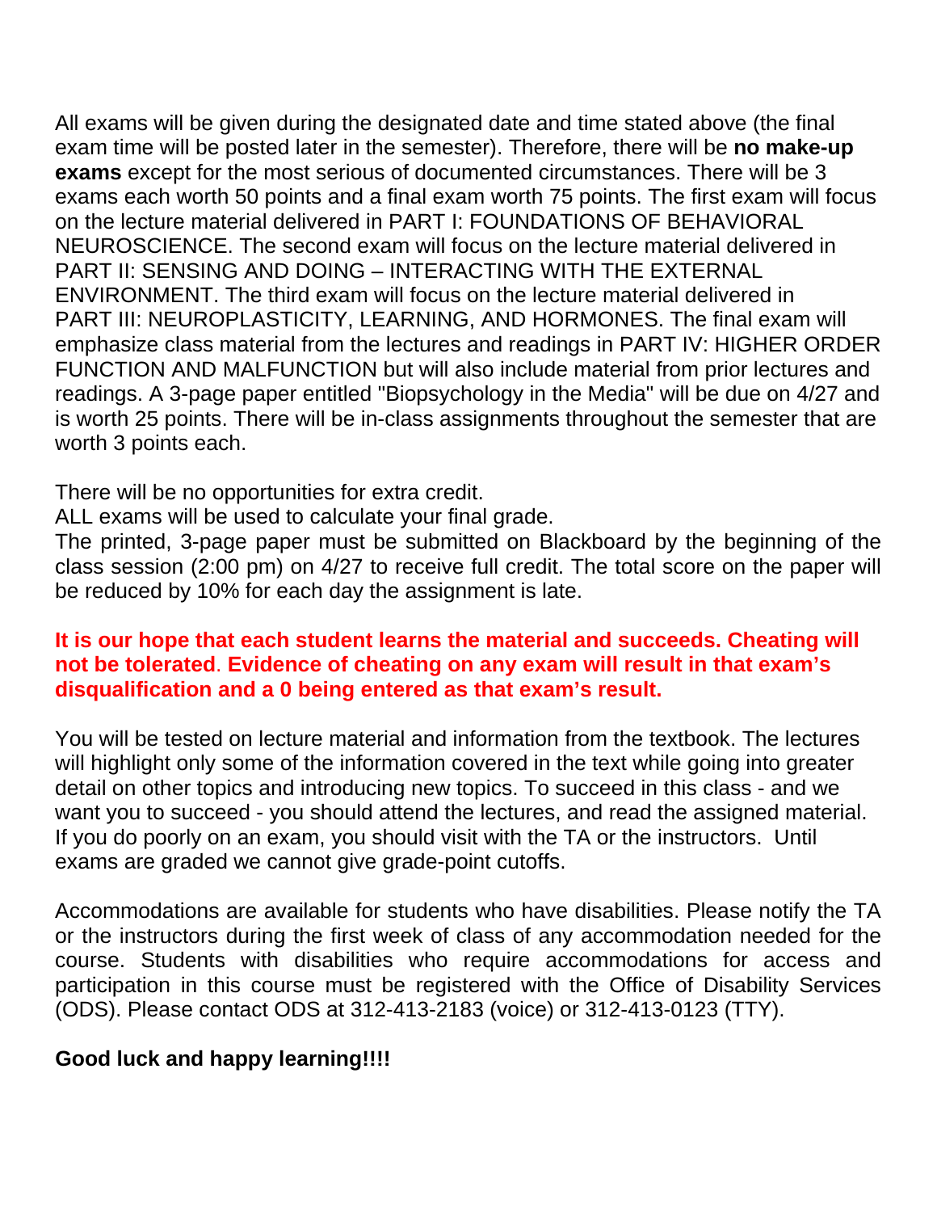All exams will be given during the designated date and time stated above (the final exam time will be posted later in the semester). Therefore, there will be **no make-up exams** except for the most serious of documented circumstances. There will be 3 exams each worth 50 points and a final exam worth 75 points. The first exam will focus on the lecture material delivered in PART I: FOUNDATIONS OF BEHAVIORAL NEUROSCIENCE. The second exam will focus on the lecture material delivered in PART II: SENSING AND DOING – INTERACTING WITH THE EXTERNAL ENVIRONMENT. The third exam will focus on the lecture material delivered in PART III: NEUROPLASTICITY, LEARNING, AND HORMONES. The final exam will emphasize class material from the lectures and readings in PART IV: HIGHER ORDER FUNCTION AND MALFUNCTION but will also include material from prior lectures and readings. A 3-page paper entitled "Biopsychology in the Media" will be due on 4/27 and is worth 25 points. There will be in-class assignments throughout the semester that are worth 3 points each.

There will be no opportunities for extra credit.
ALL exams will be used to calculate your final grade.
The printed, 3-page paper must be submitted on Blackboard by the beginning of the class session (2:00 pm) on 4/27 to receive full credit. The total score on the paper will be reduced by 10% for each day the assignment is late.

**It is our hope that each student learns the material and succeeds. Cheating will not be tolerated. Evidence of cheating on any exam will result in that exam's disqualification and a 0 being entered as that exam's result.**

You will be tested on lecture material and information from the textbook. The lectures will highlight only some of the information covered in the text while going into greater detail on other topics and introducing new topics. To succeed in this class - and we want you to succeed - you should attend the lectures, and read the assigned material. If you do poorly on an exam, you should visit with the TA or the instructors. Until exams are graded we cannot give grade-point cutoffs.

Accommodations are available for students who have disabilities. Please notify the TA or the instructors during the first week of class of any accommodation needed for the course. Students with disabilities who require accommodations for access and participation in this course must be registered with the Office of Disability Services (ODS). Please contact ODS at 312-413-2183 (voice) or 312-413-0123 (TTY).

**Good luck and happy learning!!!!**